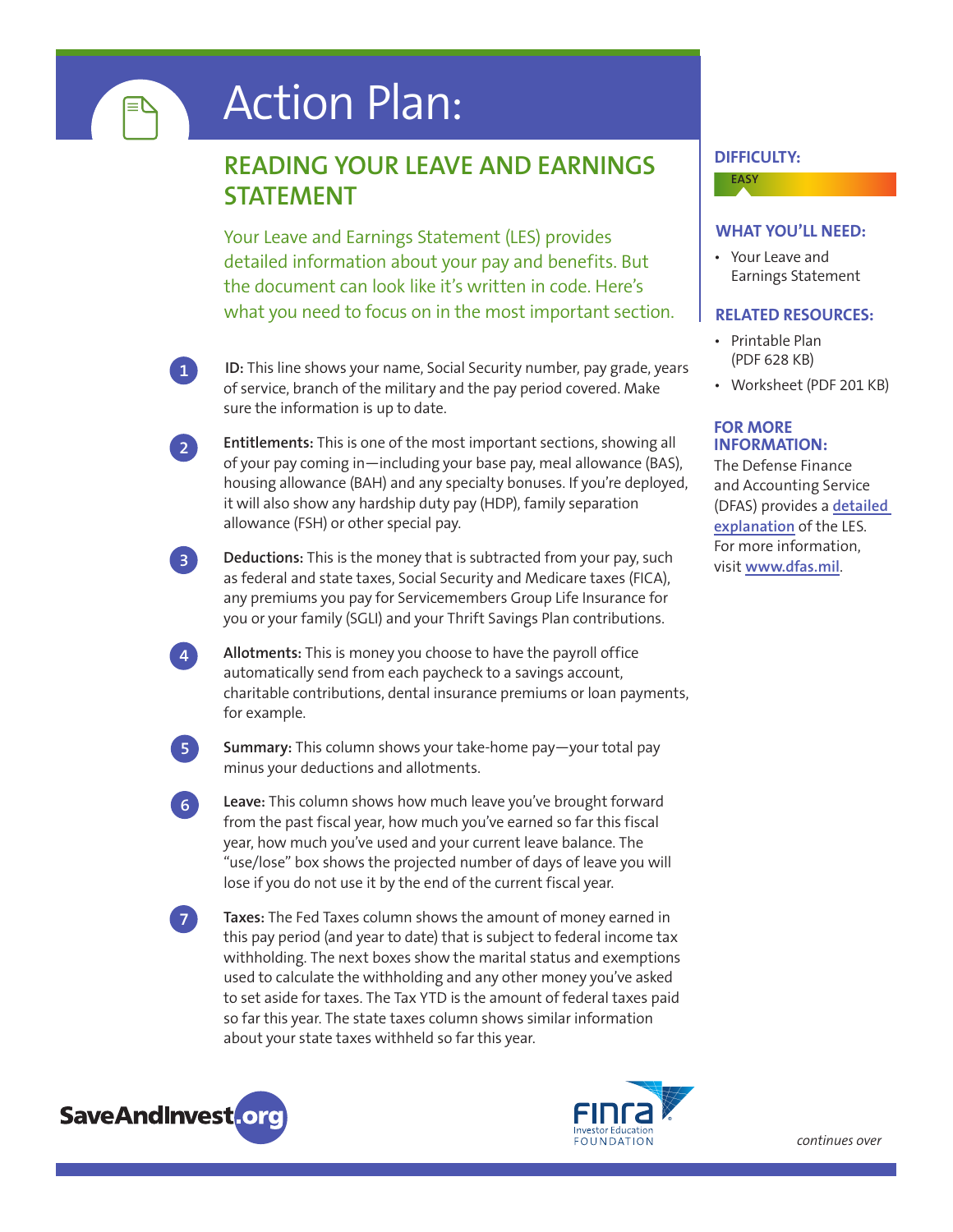# Action Plan:

## READING YOUR LEAVE AND EARNINGS STATEMENT

Your Leave and Earnings Statement (LES) provides detailed information about your pay and benefits. But the document can look like it's written in code. Here's what you need to focus on in the most important section.

1. **ID:** This line shows your name, Social Security number, pay grade, years of service, branch of the military and the pay period covered. Make sure the information is up to date.

2. **Entitlements:** This is one of the most important sections, showing all of your pay coming in—including your base pay, meal allowance (BAS), housing allowance (BAH) and any specialty bonuses. If you're deployed, it will also show any hardship duty pay (HDP), family separation allowance (FSH) or other special pay.

3. **Deductions:** This is the money that is subtracted from your pay, such as federal and state taxes, Social Security and Medicare taxes (FICA), any premiums you pay for Servicemembers Group Life Insurance for you or your family (SGLI) and your Thrift Savings Plan contributions.

4. **Allotments:** This is money you choose to have the payroll office automatically send from each paycheck to a savings account, charitable contributions, dental insurance premiums or loan payments, for example.

5. **Summary:** This column shows your take-home pay—your total pay minus your deductions and allotments.

6. **Leave:** This column shows how much leave you've brought forward from the past fiscal year, how much you've earned so far this fiscal year, how much you've used and your current leave balance. The "use/lose" box shows the projected number of days of leave you will lose if you do not use it by the end of the current fiscal year.

7. **Taxes:** The Fed Taxes column shows the amount of money earned in this pay period (and year to date) that is subject to federal income tax withholding. The next boxes show the marital status and exemptions used to calculate the withholding and any other money you've asked to set aside for taxes. The Tax YTD is the amount of federal taxes paid so far this year. The state taxes column shows similar information about your state taxes withheld so far this year.

### DIFFICULTY:

EASY

### WHAT YOU'LL NEED:

- Your Leave and Earnings Statement

### RELATED RESOURCES:

- Printable Plan (PDF 628 KB)
- Worksheet (PDF 201 KB)

### FOR MORE INFORMATION:

The Defense Finance and Accounting Service (DFAS) provides a detailed explanation of the LES. For more information, visit www.dfas.mil.

SaveAndInvest.org

FINRA Investor Education FOUNDATION

*continues over*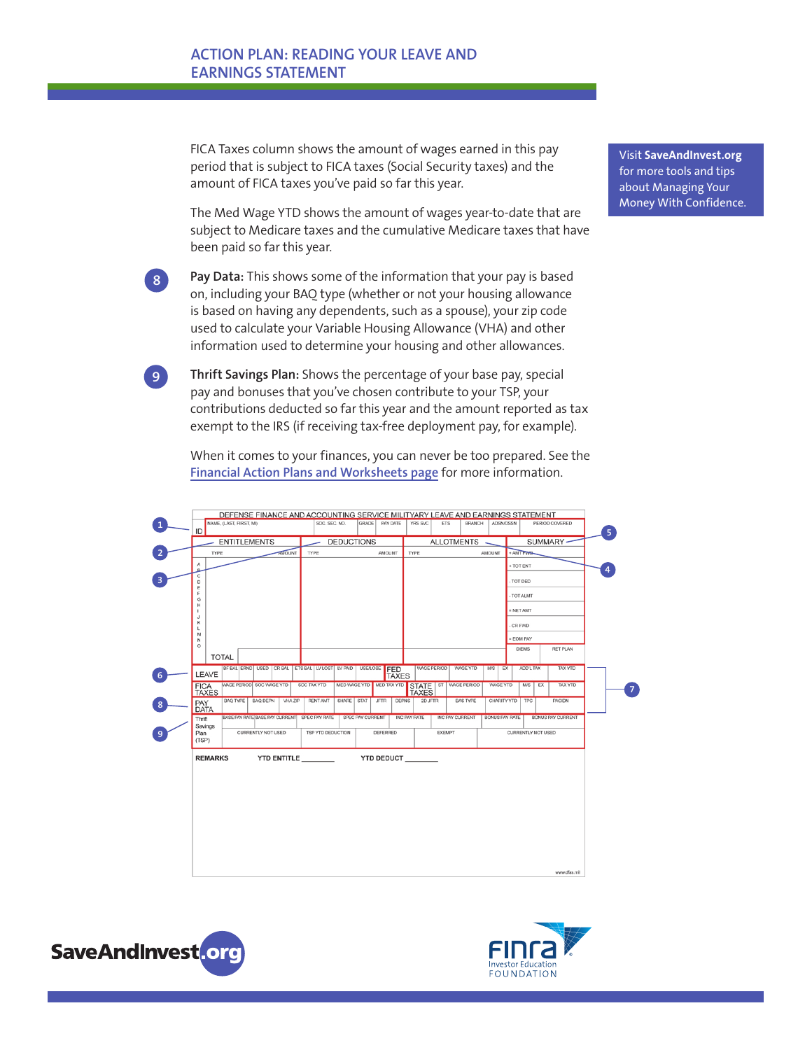# ACTION PLAN: READING YOUR LEAVE AND EARNINGS STATEMENT

FICA Taxes column shows the amount of wages earned in this pay period that is subject to FICA taxes (Social Security taxes) and the amount of FICA taxes you've paid so far this year.

The Med Wage YTD shows the amount of wages year-to-date that are subject to Medicare taxes and the cumulative Medicare taxes that have been paid so far this year.

8. **Pay Data:** This shows some of the information that your pay is based on, including your BAQ type (whether or not your housing allowance is based on having any dependents, such as a spouse), your zip code used to calculate your Variable Housing Allowance (VHA) and other information used to determine your housing and other allowances.

9. **Thrift Savings Plan:** Shows the percentage of your base pay, special pay and bonuses that you've chosen contribute to your TSP, your contributions deducted so far this year and the amount reported as tax exempt to the IRS (if receiving tax-free deployment pay, for example).

When it comes to your finances, you can never be too prepared. See the Financial Action Plans and Worksheets page for more information.

Visit **SaveAndInvest.org** for more tools and tips about Managing Your Money With Confidence.

DEFENSE FINANCE AND ACCOUNTING SERVICE MILITARY LEAVE AND EARNINGS STATEMENT

1 ID: NAME (LAST, FIRST, MI) | SOC. SEC. NO. | GRADE | PAY DATE | YRS SVC | ETS | BRANCH | ADSN/DSSN | PERIOD COVERED

2 ENTITLEMENTS: TYPE | AMOUNT

3 DEDUCTIONS: TYPE | AMOUNT

4 ALLOTMENTS: TYPE | AMOUNT

5 SUMMARY: + AMT FWD | + TOT ENT | - TOT DED | - TOT ALMT | = NET AMT | - CR FWD | = EOM PAY | DIEMS | RET PLAN

A B C D E F G H I J K L M N O

TOTAL

6 LEAVE: BF BAL | ERND | USED | CR BAL | ETS BAL | LV LOST | LV PAID | USE/LOSE

7 FED TAXES: WAGE PERIOD | WAGE YTD | M/S | EX | ADD'L TAX | TAX YTD

FICA TAXES: WAGE PERIOD | SOC WAGE YTD | SOC TAX YTD | MED WAGE YTD | MED TAX YTD

STATE TAXES: ST | WAGE PERIOD | WAGE YTD | M/S | EX | TAX YTD

8 PAY DATA: BAQ TYPE | BAQ DEPN | VHA ZIP | RENT AMT | SHARE | STAT | JFTR | DEPNS | 2D JFTR | BAS TYPE | CHARITY YTD | TPC | PACIDN

9 Thrift Savings Plan (TSP): BASE PAY RATE | BASE PAY CURRENT | SPEC PAY RATE | SPEC PAY CURRENT | INC PAY RATE | INC PAY CURRENT | BONUS PAY RATE | BONUS PAY CURRENT

CURRENTLY NOT USED | TSP YTD DEDUCTION | DEFERRED | EXEMPT | CURRENTLY NOT USED

REMARKS | YTD ENTITLE ________ | YTD DEDUCT ________

www.dfas.mil

SaveAndInvest.org

FINRA Investor Education FOUNDATION